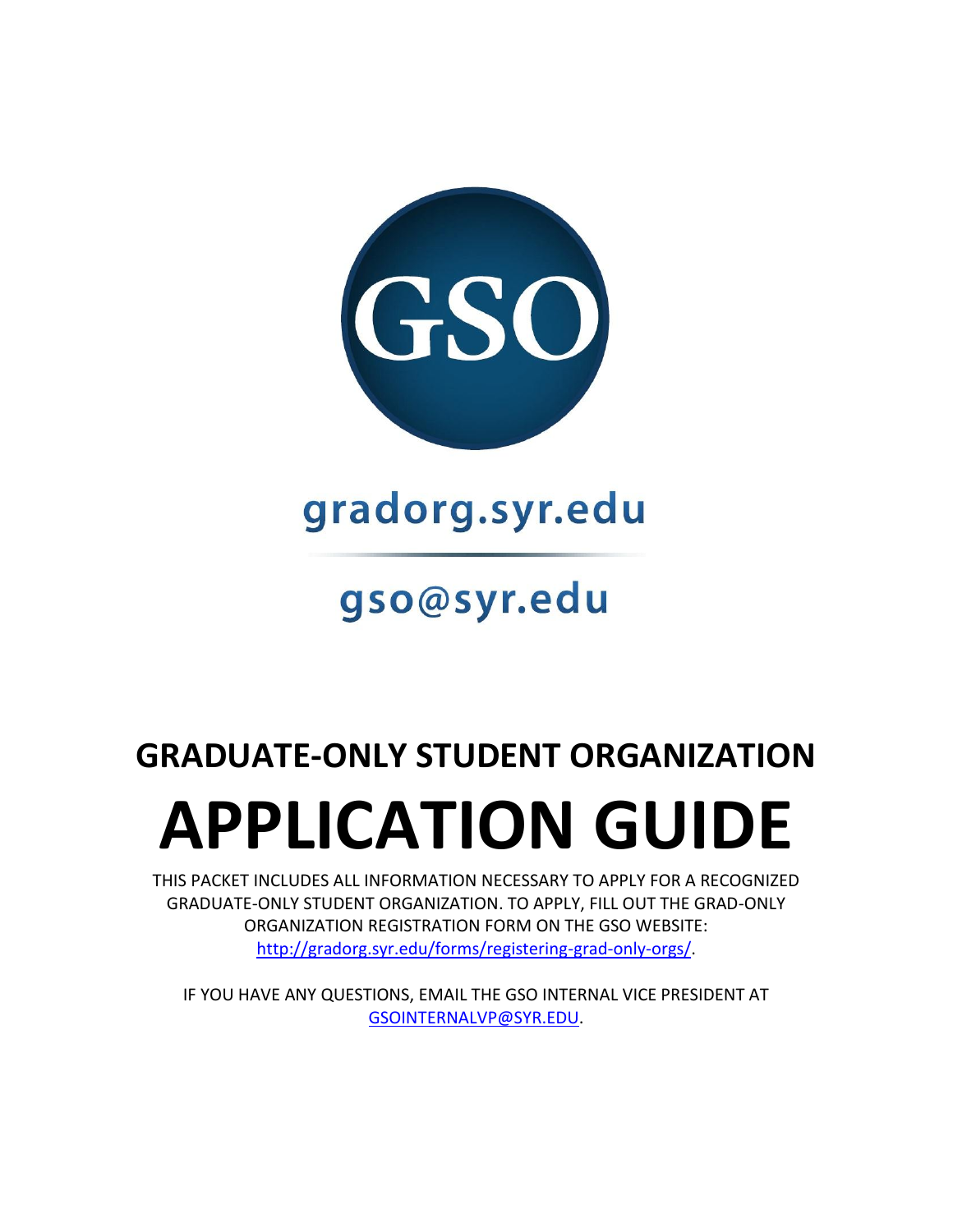GSO

gradorg.syr.edu

gso@syr.edu

## GRADUATE-ONLY STUDENT ORGANIZATION

# APPLICATION GUIDE

THIS PACKET INCLUDES ALL INFORMATION NECESSARY TO APPLY FOR A RECOGNIZED GRADUATE-ONLY STUDENT ORGANIZATION. TO APPLY, FILL OUT THE GRAD-ONLY ORGANIZATION REGISTRATION FORM ON THE GSO WEBSITE: http://gradorg.syr.edu/forms/registering-grad-only-orgs/.

IF YOU HAVE ANY QUESTIONS, EMAIL THE GSO INTERNAL VICE PRESIDENT AT GSOINTERNALVP@SYR.EDU.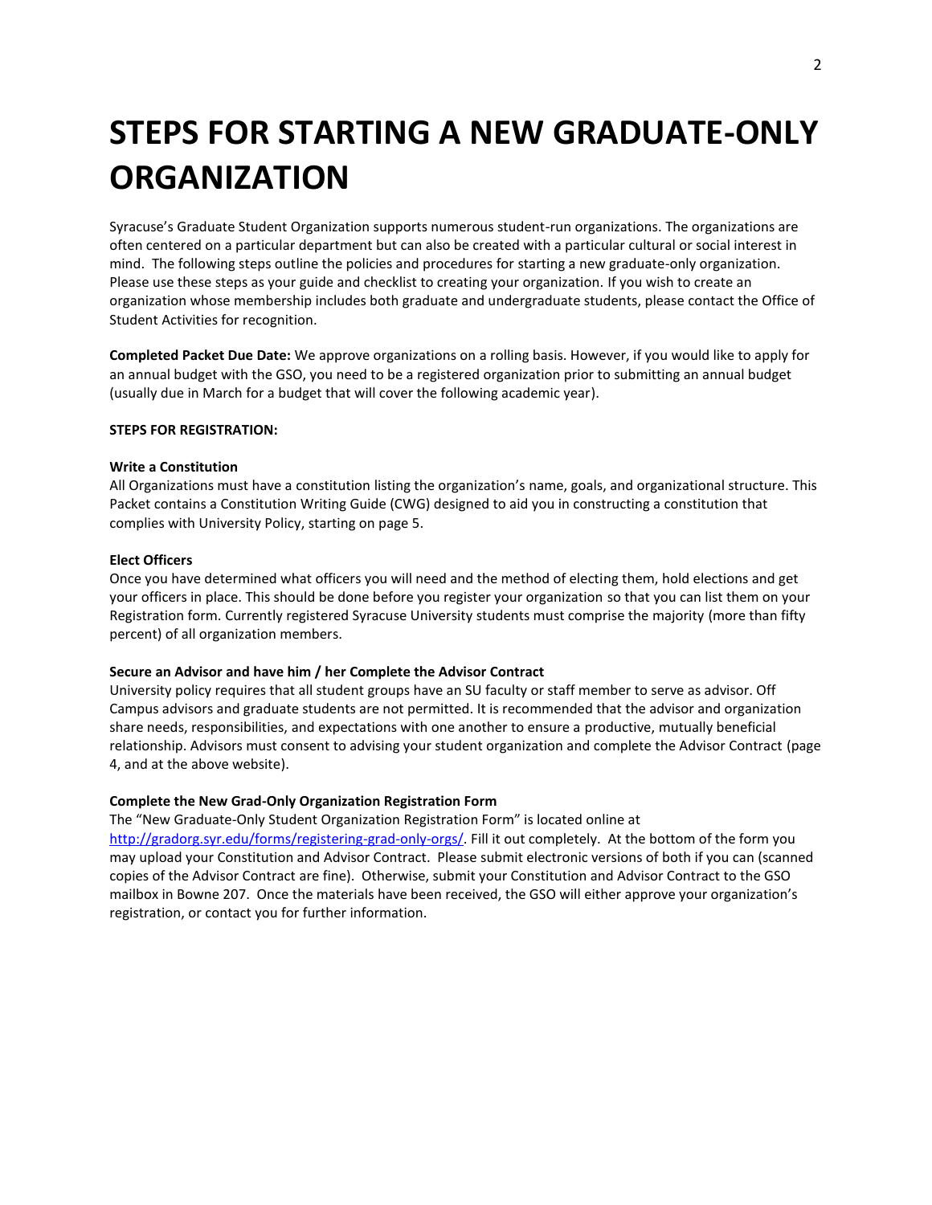# STEPS FOR STARTING A NEW GRADUATE-ONLY ORGANIZATION

Syracuse's Graduate Student Organization supports numerous student-run organizations. The organizations are often centered on a particular department but can also be created with a particular cultural or social interest in mind. The following steps outline the policies and procedures for starting a new graduate-only organization. Please use these steps as your guide and checklist to creating your organization. If you wish to create an organization whose membership includes both graduate and undergraduate students, please contact the Office of Student Activities for recognition.

**Completed Packet Due Date:** We approve organizations on a rolling basis. However, if you would like to apply for an annual budget with the GSO, you need to be a registered organization prior to submitting an annual budget (usually due in March for a budget that will cover the following academic year).

**STEPS FOR REGISTRATION:**

**Write a Constitution**

All Organizations must have a constitution listing the organization's name, goals, and organizational structure. This Packet contains a Constitution Writing Guide (CWG) designed to aid you in constructing a constitution that complies with University Policy, starting on page 5.

**Elect Officers**

Once you have determined what officers you will need and the method of electing them, hold elections and get your officers in place. This should be done before you register your organization so that you can list them on your Registration form. Currently registered Syracuse University students must comprise the majority (more than fifty percent) of all organization members.

**Secure an Advisor and have him / her Complete the Advisor Contract**

University policy requires that all student groups have an SU faculty or staff member to serve as advisor. Off Campus advisors and graduate students are not permitted. It is recommended that the advisor and organization share needs, responsibilities, and expectations with one another to ensure a productive, mutually beneficial relationship. Advisors must consent to advising your student organization and complete the Advisor Contract (page 4, and at the above website).

**Complete the New Grad-Only Organization Registration Form**

The "New Graduate-Only Student Organization Registration Form" is located online at http://gradorg.syr.edu/forms/registering-grad-only-orgs/. Fill it out completely. At the bottom of the form you may upload your Constitution and Advisor Contract. Please submit electronic versions of both if you can (scanned copies of the Advisor Contract are fine). Otherwise, submit your Constitution and Advisor Contract to the GSO mailbox in Bowne 207. Once the materials have been received, the GSO will either approve your organization's registration, or contact you for further information.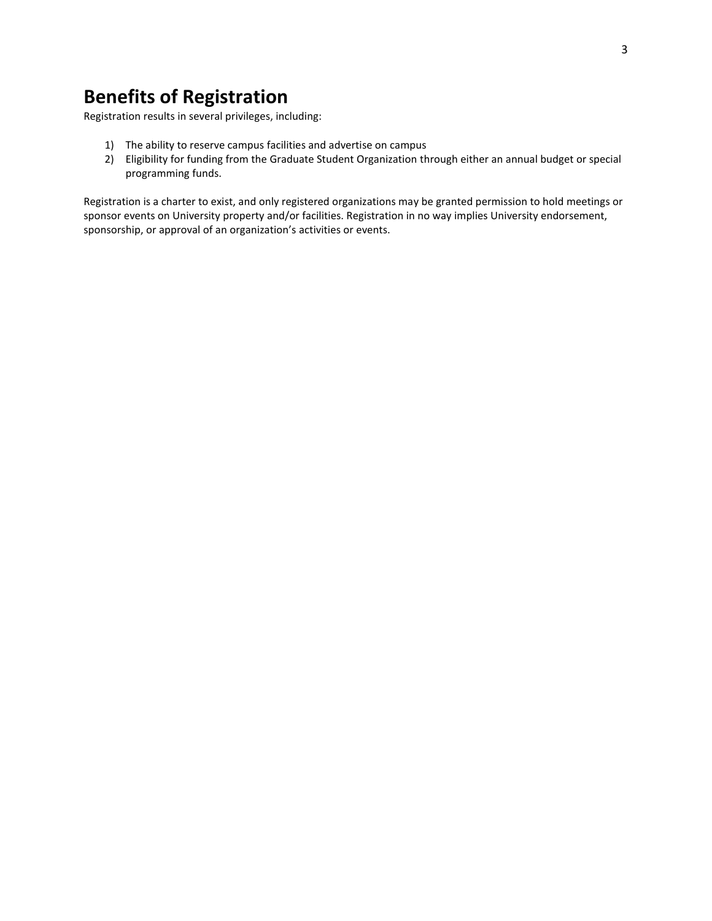# Benefits of Registration

Registration results in several privileges, including:

1) The ability to reserve campus facilities and advertise on campus
2) Eligibility for funding from the Graduate Student Organization through either an annual budget or special programming funds.

Registration is a charter to exist, and only registered organizations may be granted permission to hold meetings or sponsor events on University property and/or facilities. Registration in no way implies University endorsement, sponsorship, or approval of an organization's activities or events.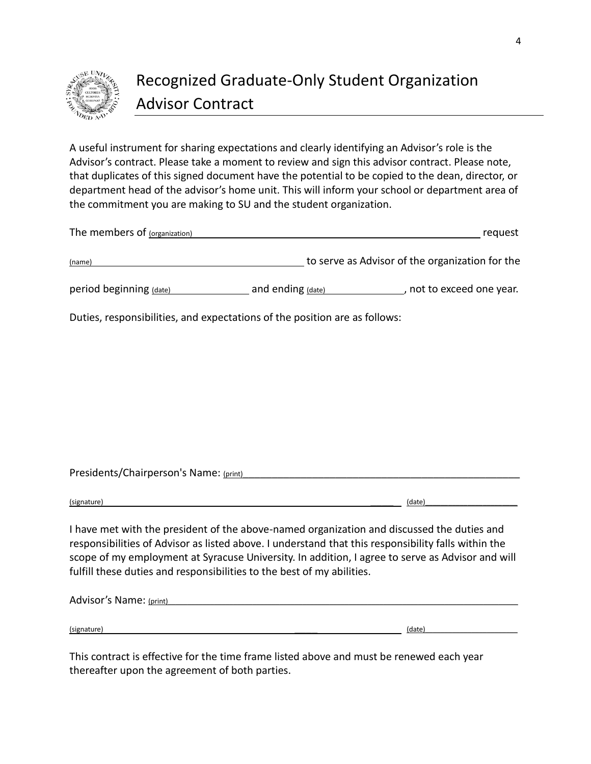# Recognized Graduate-Only Student Organization Advisor Contract

A useful instrument for sharing expectations and clearly identifying an Advisor's role is the Advisor's contract. Please take a moment to review and sign this advisor contract. Please note, that duplicates of this signed document have the potential to be copied to the dean, director, or department head of the advisor's home unit. This will inform your school or department area of the commitment you are making to SU and the student organization.

The members of (organization)\_\_\_\_\_\_\_\_\_\_\_\_\_\_\_\_\_\_\_\_\_\_\_\_\_\_\_\_\_\_\_\_\_\_\_\_\_\_\_\_\_\_\_\_ request

(name)\_\_\_\_\_\_\_\_\_\_\_\_\_\_\_\_\_\_\_\_\_\_\_\_\_\_\_\_\_\_\_\_\_\_\_\_ to serve as Advisor of the organization for the

period beginning (date)\_\_\_\_\_\_\_\_\_\_\_\_\_\_ and ending (date)\_\_\_\_\_\_\_\_\_\_\_\_\_\_, not to exceed one year.

Duties, responsibilities, and expectations of the position are as follows:

Presidents/Chairperson's Name: (print)\_\_\_\_\_\_\_\_\_\_\_\_\_\_\_\_\_\_\_\_\_\_\_\_\_\_\_\_\_\_\_\_\_\_\_\_\_\_\_\_\_\_\_\_

(signature)\_\_\_\_\_\_\_\_\_\_\_\_\_\_\_\_\_\_\_\_\_\_\_\_\_\_\_\_\_\_\_\_\_\_\_\_\_\_\_\_\_\_\_\_\_\_\_\_\_\_ (date)\_\_\_\_\_\_\_\_\_\_\_\_\_\_\_\_\_\_

I have met with the president of the above-named organization and discussed the duties and responsibilities of Advisor as listed above. I understand that this responsibility falls within the scope of my employment at Syracuse University. In addition, I agree to serve as Advisor and will fulfill these duties and responsibilities to the best of my abilities.

Advisor's Name: (print)\_\_\_\_\_\_\_\_\_\_\_\_\_\_\_\_\_\_\_\_\_\_\_\_\_\_\_\_\_\_\_\_\_\_\_\_\_\_\_\_\_\_\_\_\_\_\_\_\_\_\_\_\_\_\_\_

(signature)\_\_\_\_\_\_\_\_\_\_\_\_\_\_\_\_\_\_\_\_\_\_\_\_\_\_\_\_\_\_\_\_\_\_\_\_\_\_\_\_\_\_\_\_\_\_\_\_\_\_ (date)\_\_\_\_\_\_\_\_\_\_\_\_\_\_\_\_\_\_

This contract is effective for the time frame listed above and must be renewed each year thereafter upon the agreement of both parties.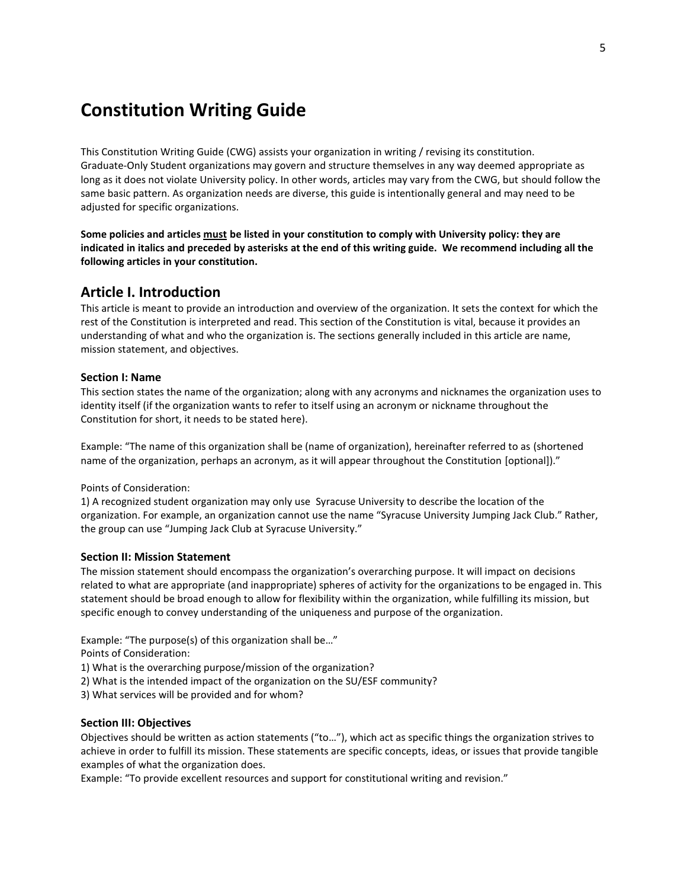# Constitution Writing Guide

This Constitution Writing Guide (CWG) assists your organization in writing / revising its constitution. Graduate-Only Student organizations may govern and structure themselves in any way deemed appropriate as long as it does not violate University policy. In other words, articles may vary from the CWG, but should follow the same basic pattern. As organization needs are diverse, this guide is intentionally general and may need to be adjusted for specific organizations.

**Some policies and articles <u>must</u> be listed in your constitution to comply with University policy: they are indicated in italics and preceded by asterisks at the end of this writing guide. We recommend including all the following articles in your constitution.**

## Article I. Introduction

This article is meant to provide an introduction and overview of the organization. It sets the context for which the rest of the Constitution is interpreted and read. This section of the Constitution is vital, because it provides an understanding of what and who the organization is. The sections generally included in this article are name, mission statement, and objectives.

### Section I: Name

This section states the name of the organization; along with any acronyms and nicknames the organization uses to identity itself (if the organization wants to refer to itself using an acronym or nickname throughout the Constitution for short, it needs to be stated here).

Example: "The name of this organization shall be (name of organization), hereinafter referred to as (shortened name of the organization, perhaps an acronym, as it will appear throughout the Constitution [optional])."

Points of Consideration:

1) A recognized student organization may only use Syracuse University to describe the location of the organization. For example, an organization cannot use the name "Syracuse University Jumping Jack Club." Rather, the group can use "Jumping Jack Club at Syracuse University."

### Section II: Mission Statement

The mission statement should encompass the organization's overarching purpose. It will impact on decisions related to what are appropriate (and inappropriate) spheres of activity for the organizations to be engaged in. This statement should be broad enough to allow for flexibility within the organization, while fulfilling its mission, but specific enough to convey understanding of the uniqueness and purpose of the organization.

Example: "The purpose(s) of this organization shall be…"

Points of Consideration:

1) What is the overarching purpose/mission of the organization?
2) What is the intended impact of the organization on the SU/ESF community?
3) What services will be provided and for whom?

### Section III: Objectives

Objectives should be written as action statements ("to…"), which act as specific things the organization strives to achieve in order to fulfill its mission. These statements are specific concepts, ideas, or issues that provide tangible examples of what the organization does.

Example: "To provide excellent resources and support for constitutional writing and revision."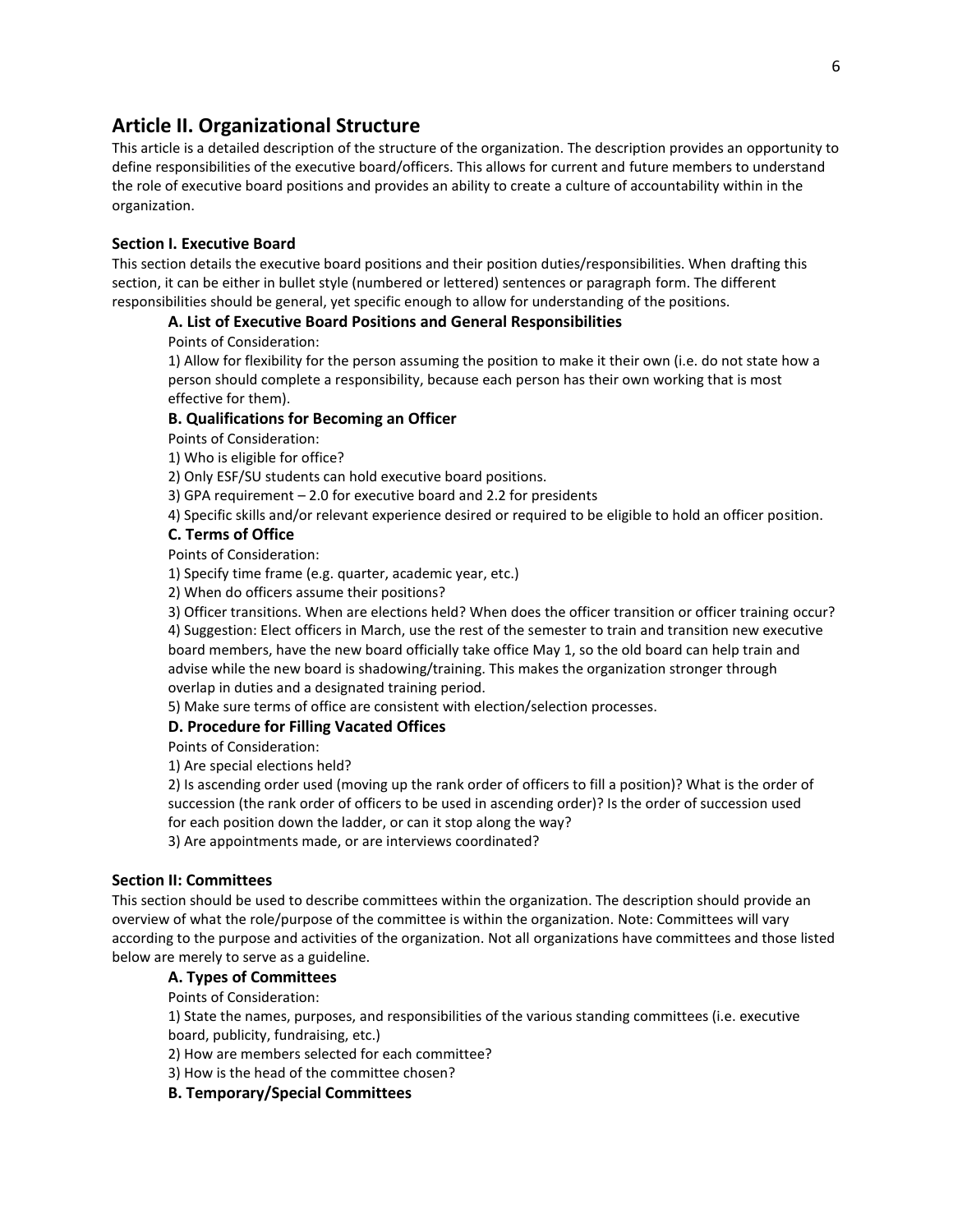## Article II. Organizational Structure

This article is a detailed description of the structure of the organization. The description provides an opportunity to define responsibilities of the executive board/officers. This allows for current and future members to understand the role of executive board positions and provides an ability to create a culture of accountability within in the organization.

### Section I. Executive Board

This section details the executive board positions and their position duties/responsibilities. When drafting this section, it can be either in bullet style (numbered or lettered) sentences or paragraph form. The different responsibilities should be general, yet specific enough to allow for understanding of the positions.

#### A. List of Executive Board Positions and General Responsibilities

Points of Consideration:

1) Allow for flexibility for the person assuming the position to make it their own (i.e. do not state how a person should complete a responsibility, because each person has their own working that is most effective for them).

#### B. Qualifications for Becoming an Officer

Points of Consideration:

1) Who is eligible for office?
2) Only ESF/SU students can hold executive board positions.
3) GPA requirement – 2.0 for executive board and 2.2 for presidents
4) Specific skills and/or relevant experience desired or required to be eligible to hold an officer position.

#### C. Terms of Office

Points of Consideration:

1) Specify time frame (e.g. quarter, academic year, etc.)
2) When do officers assume their positions?
3) Officer transitions. When are elections held? When does the officer transition or officer training occur?
4) Suggestion: Elect officers in March, use the rest of the semester to train and transition new executive board members, have the new board officially take office May 1, so the old board can help train and advise while the new board is shadowing/training. This makes the organization stronger through overlap in duties and a designated training period.
5) Make sure terms of office are consistent with election/selection processes.

#### D. Procedure for Filling Vacated Offices

Points of Consideration:

1) Are special elections held?
2) Is ascending order used (moving up the rank order of officers to fill a position)? What is the order of succession (the rank order of officers to be used in ascending order)? Is the order of succession used for each position down the ladder, or can it stop along the way?
3) Are appointments made, or are interviews coordinated?

### Section II: Committees

This section should be used to describe committees within the organization. The description should provide an overview of what the role/purpose of the committee is within the organization. Note: Committees will vary according to the purpose and activities of the organization. Not all organizations have committees and those listed below are merely to serve as a guideline.

#### A. Types of Committees

Points of Consideration:

1) State the names, purposes, and responsibilities of the various standing committees (i.e. executive board, publicity, fundraising, etc.)
2) How are members selected for each committee?
3) How is the head of the committee chosen?

#### B. Temporary/Special Committees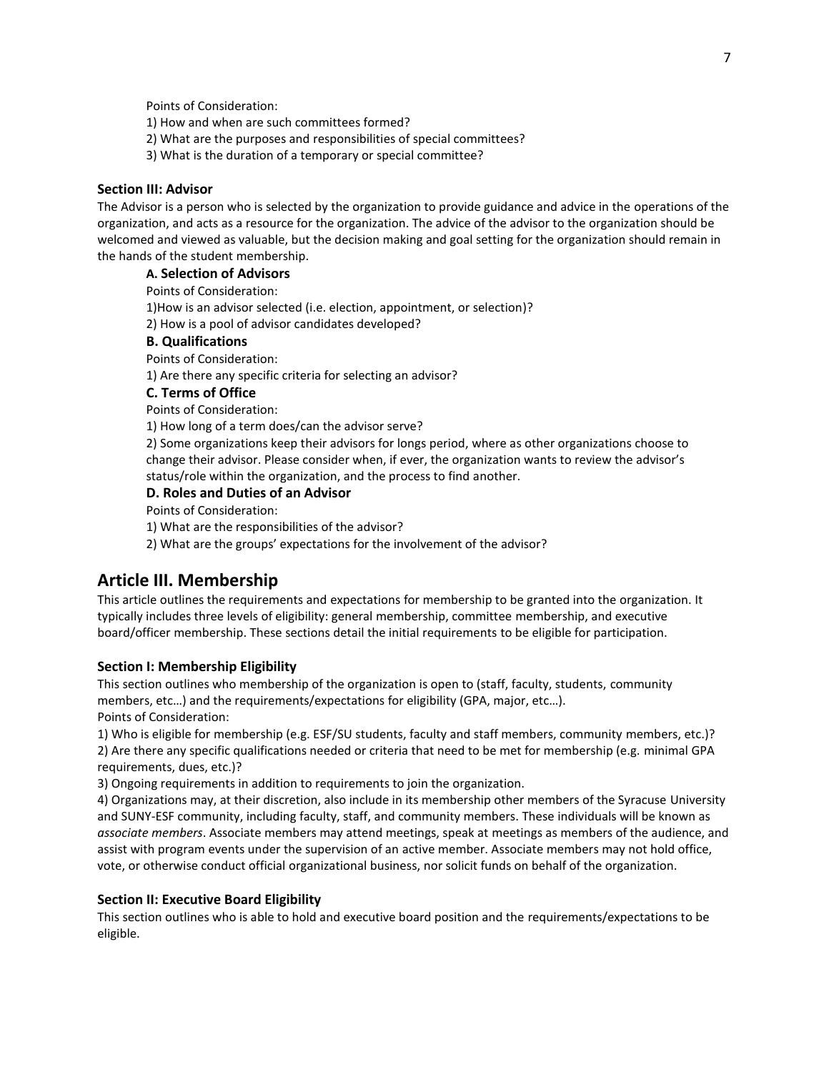Points of Consideration:

1) How and when are such committees formed?
2) What are the purposes and responsibilities of special committees?
3) What is the duration of a temporary or special committee?

**Section III: Advisor**

The Advisor is a person who is selected by the organization to provide guidance and advice in the operations of the organization, and acts as a resource for the organization. The advice of the advisor to the organization should be welcomed and viewed as valuable, but the decision making and goal setting for the organization should remain in the hands of the student membership.

**A. Selection of Advisors**

Points of Consideration:

1)How is an advisor selected (i.e. election, appointment, or selection)?
2) How is a pool of advisor candidates developed?

**B. Qualifications**

Points of Consideration:

1) Are there any specific criteria for selecting an advisor?

**C. Terms of Office**

Points of Consideration:

1) How long of a term does/can the advisor serve?
2) Some organizations keep their advisors for longs period, where as other organizations choose to change their advisor. Please consider when, if ever, the organization wants to review the advisor's status/role within the organization, and the process to find another.

**D. Roles and Duties of an Advisor**

Points of Consideration:

1) What are the responsibilities of the advisor?
2) What are the groups' expectations for the involvement of the advisor?

## Article III. Membership

This article outlines the requirements and expectations for membership to be granted into the organization. It typically includes three levels of eligibility: general membership, committee membership, and executive board/officer membership. These sections detail the initial requirements to be eligible for participation.

**Section I: Membership Eligibility**

This section outlines who membership of the organization is open to (staff, faculty, students, community members, etc…) and the requirements/expectations for eligibility (GPA, major, etc…).
Points of Consideration:

1) Who is eligible for membership (e.g. ESF/SU students, faculty and staff members, community members, etc.)?
2) Are there any specific qualifications needed or criteria that need to be met for membership (e.g. minimal GPA requirements, dues, etc.)?
3) Ongoing requirements in addition to requirements to join the organization.
4) Organizations may, at their discretion, also include in its membership other members of the Syracuse University and SUNY-ESF community, including faculty, staff, and community members. These individuals will be known as *associate members*. Associate members may attend meetings, speak at meetings as members of the audience, and assist with program events under the supervision of an active member. Associate members may not hold office, vote, or otherwise conduct official organizational business, nor solicit funds on behalf of the organization.

**Section II: Executive Board Eligibility**

This section outlines who is able to hold and executive board position and the requirements/expectations to be eligible.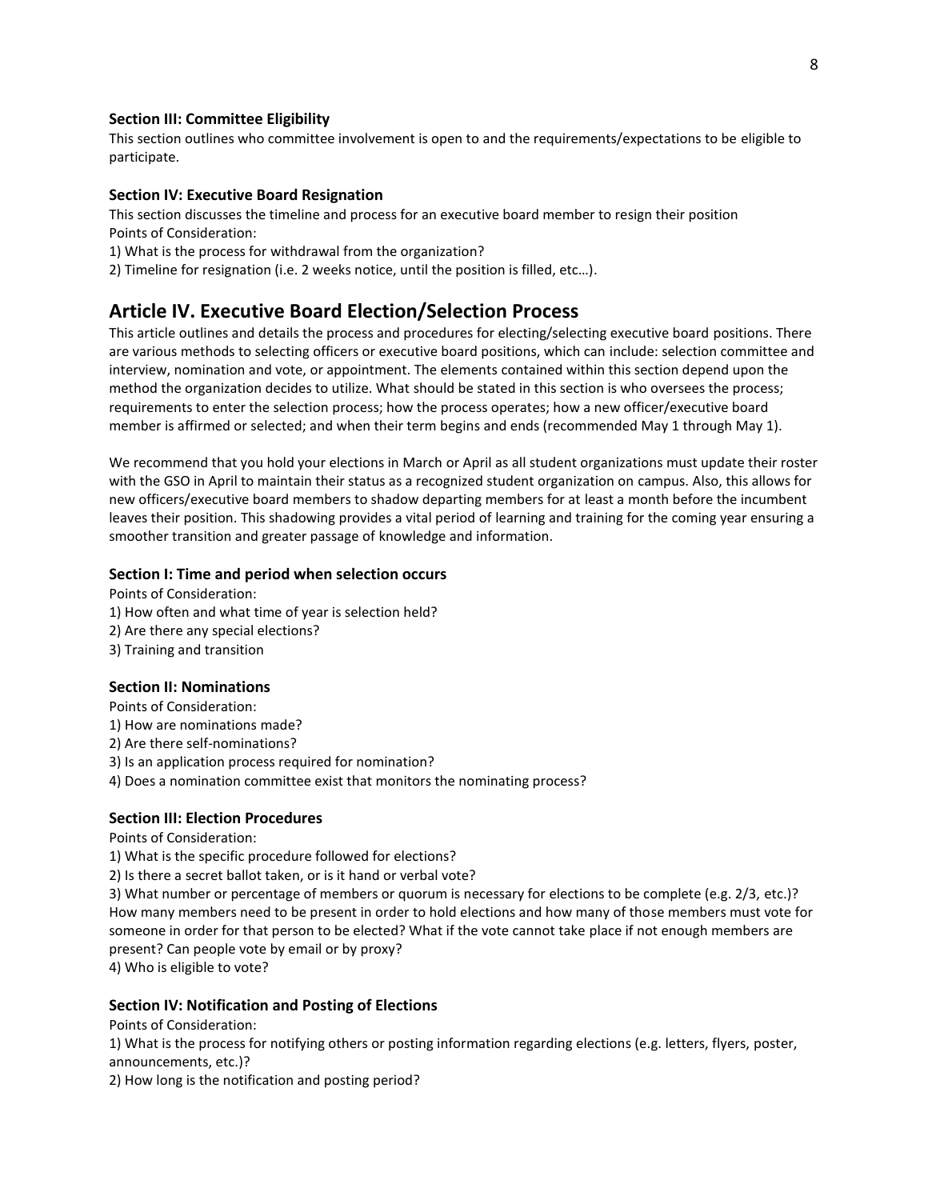### Section III: Committee Eligibility

This section outlines who committee involvement is open to and the requirements/expectations to be eligible to participate.

### Section IV: Executive Board Resignation

This section discusses the timeline and process for an executive board member to resign their position

Points of Consideration:

1) What is the process for withdrawal from the organization?
2) Timeline for resignation (i.e. 2 weeks notice, until the position is filled, etc…).

## Article IV. Executive Board Election/Selection Process

This article outlines and details the process and procedures for electing/selecting executive board positions. There are various methods to selecting officers or executive board positions, which can include: selection committee and interview, nomination and vote, or appointment. The elements contained within this section depend upon the method the organization decides to utilize. What should be stated in this section is who oversees the process; requirements to enter the selection process; how the process operates; how a new officer/executive board member is affirmed or selected; and when their term begins and ends (recommended May 1 through May 1).

We recommend that you hold your elections in March or April as all student organizations must update their roster with the GSO in April to maintain their status as a recognized student organization on campus. Also, this allows for new officers/executive board members to shadow departing members for at least a month before the incumbent leaves their position. This shadowing provides a vital period of learning and training for the coming year ensuring a smoother transition and greater passage of knowledge and information.

### Section I: Time and period when selection occurs

Points of Consideration:

1) How often and what time of year is selection held?
2) Are there any special elections?
3) Training and transition

### Section II: Nominations

Points of Consideration:

1) How are nominations made?
2) Are there self-nominations?
3) Is an application process required for nomination?
4) Does a nomination committee exist that monitors the nominating process?

### Section III: Election Procedures

Points of Consideration:

1) What is the specific procedure followed for elections?
2) Is there a secret ballot taken, or is it hand or verbal vote?
3) What number or percentage of members or quorum is necessary for elections to be complete (e.g. 2/3, etc.)? How many members need to be present in order to hold elections and how many of those members must vote for someone in order for that person to be elected? What if the vote cannot take place if not enough members are present? Can people vote by email or by proxy?
4) Who is eligible to vote?

### Section IV: Notification and Posting of Elections

Points of Consideration:

1) What is the process for notifying others or posting information regarding elections (e.g. letters, flyers, poster, announcements, etc.)?
2) How long is the notification and posting period?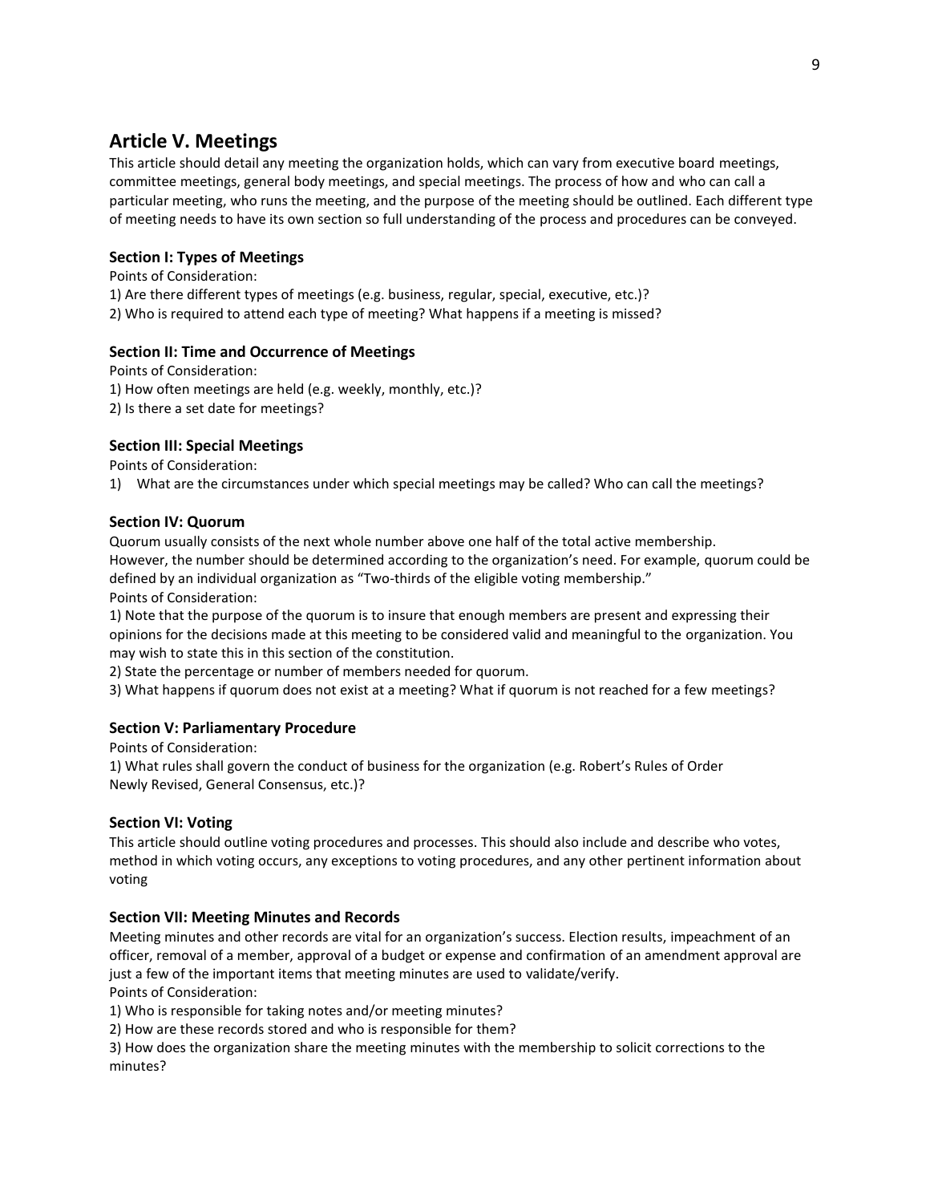## Article V. Meetings

This article should detail any meeting the organization holds, which can vary from executive board meetings, committee meetings, general body meetings, and special meetings. The process of how and who can call a particular meeting, who runs the meeting, and the purpose of the meeting should be outlined. Each different type of meeting needs to have its own section so full understanding of the process and procedures can be conveyed.

### Section I: Types of Meetings

Points of Consideration:

1) Are there different types of meetings (e.g. business, regular, special, executive, etc.)?
2) Who is required to attend each type of meeting? What happens if a meeting is missed?

### Section II: Time and Occurrence of Meetings

Points of Consideration:

1) How often meetings are held (e.g. weekly, monthly, etc.)?
2) Is there a set date for meetings?

### Section III: Special Meetings

Points of Consideration:

1) What are the circumstances under which special meetings may be called? Who can call the meetings?

### Section IV: Quorum

Quorum usually consists of the next whole number above one half of the total active membership. However, the number should be determined according to the organization's need. For example, quorum could be defined by an individual organization as "Two-thirds of the eligible voting membership."

Points of Consideration:

1) Note that the purpose of the quorum is to insure that enough members are present and expressing their opinions for the decisions made at this meeting to be considered valid and meaningful to the organization. You may wish to state this in this section of the constitution.
2) State the percentage or number of members needed for quorum.
3) What happens if quorum does not exist at a meeting? What if quorum is not reached for a few meetings?

### Section V: Parliamentary Procedure

Points of Consideration:

1) What rules shall govern the conduct of business for the organization (e.g. Robert's Rules of Order Newly Revised, General Consensus, etc.)?

### Section VI: Voting

This article should outline voting procedures and processes. This should also include and describe who votes, method in which voting occurs, any exceptions to voting procedures, and any other pertinent information about voting

### Section VII: Meeting Minutes and Records

Meeting minutes and other records are vital for an organization's success. Election results, impeachment of an officer, removal of a member, approval of a budget or expense and confirmation of an amendment approval are just a few of the important items that meeting minutes are used to validate/verify.

Points of Consideration:

1) Who is responsible for taking notes and/or meeting minutes?
2) How are these records stored and who is responsible for them?
3) How does the organization share the meeting minutes with the membership to solicit corrections to the minutes?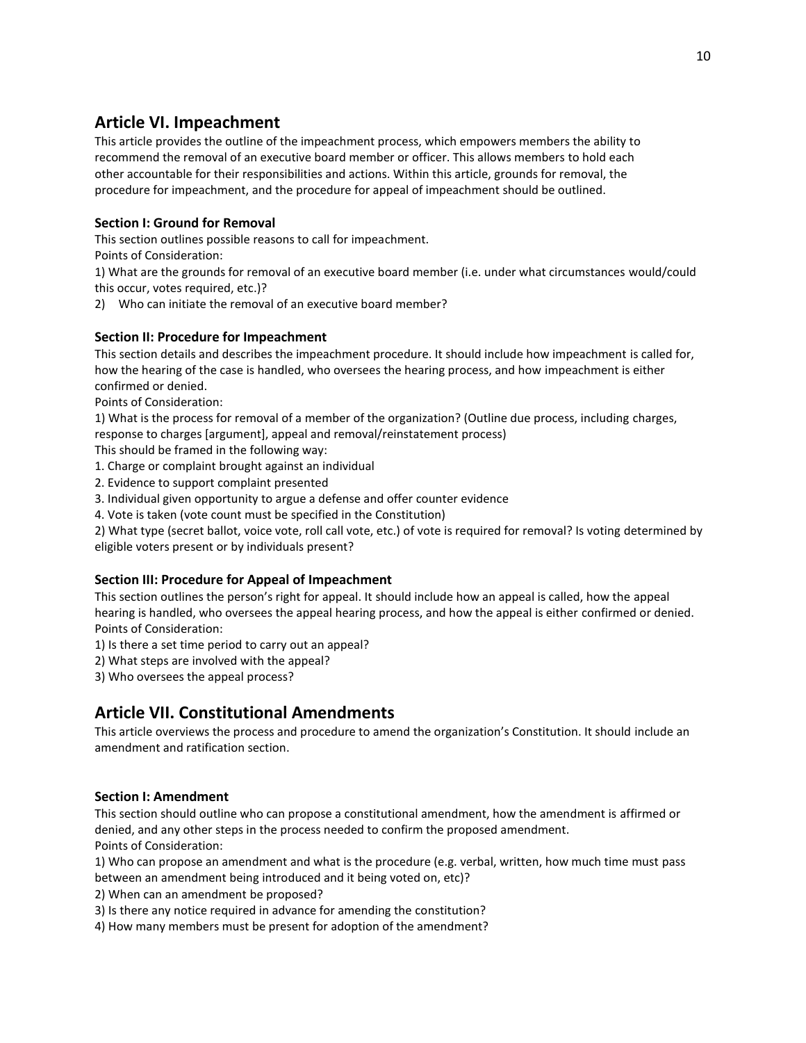## Article VI. Impeachment

This article provides the outline of the impeachment process, which empowers members the ability to recommend the removal of an executive board member or officer. This allows members to hold each other accountable for their responsibilities and actions. Within this article, grounds for removal, the procedure for impeachment, and the procedure for appeal of impeachment should be outlined.

### Section I: Ground for Removal

This section outlines possible reasons to call for impeachment.

Points of Consideration:

1) What are the grounds for removal of an executive board member (i.e. under what circumstances would/could this occur, votes required, etc.)?
2) Who can initiate the removal of an executive board member?

### Section II: Procedure for Impeachment

This section details and describes the impeachment procedure. It should include how impeachment is called for, how the hearing of the case is handled, who oversees the hearing process, and how impeachment is either confirmed or denied.

Points of Consideration:

1) What is the process for removal of a member of the organization? (Outline due process, including charges, response to charges [argument], appeal and removal/reinstatement process)

This should be framed in the following way:

1. Charge or complaint brought against an individual
2. Evidence to support complaint presented
3. Individual given opportunity to argue a defense and offer counter evidence
4. Vote is taken (vote count must be specified in the Constitution)

2) What type (secret ballot, voice vote, roll call vote, etc.) of vote is required for removal? Is voting determined by eligible voters present or by individuals present?

### Section III: Procedure for Appeal of Impeachment

This section outlines the person's right for appeal. It should include how an appeal is called, how the appeal hearing is handled, who oversees the appeal hearing process, and how the appeal is either confirmed or denied.

Points of Consideration:

1) Is there a set time period to carry out an appeal?
2) What steps are involved with the appeal?
3) Who oversees the appeal process?

## Article VII. Constitutional Amendments

This article overviews the process and procedure to amend the organization's Constitution. It should include an amendment and ratification section.

### Section I: Amendment

This section should outline who can propose a constitutional amendment, how the amendment is affirmed or denied, and any other steps in the process needed to confirm the proposed amendment.

Points of Consideration:

1) Who can propose an amendment and what is the procedure (e.g. verbal, written, how much time must pass between an amendment being introduced and it being voted on, etc)?
2) When can an amendment be proposed?
3) Is there any notice required in advance for amending the constitution?
4) How many members must be present for adoption of the amendment?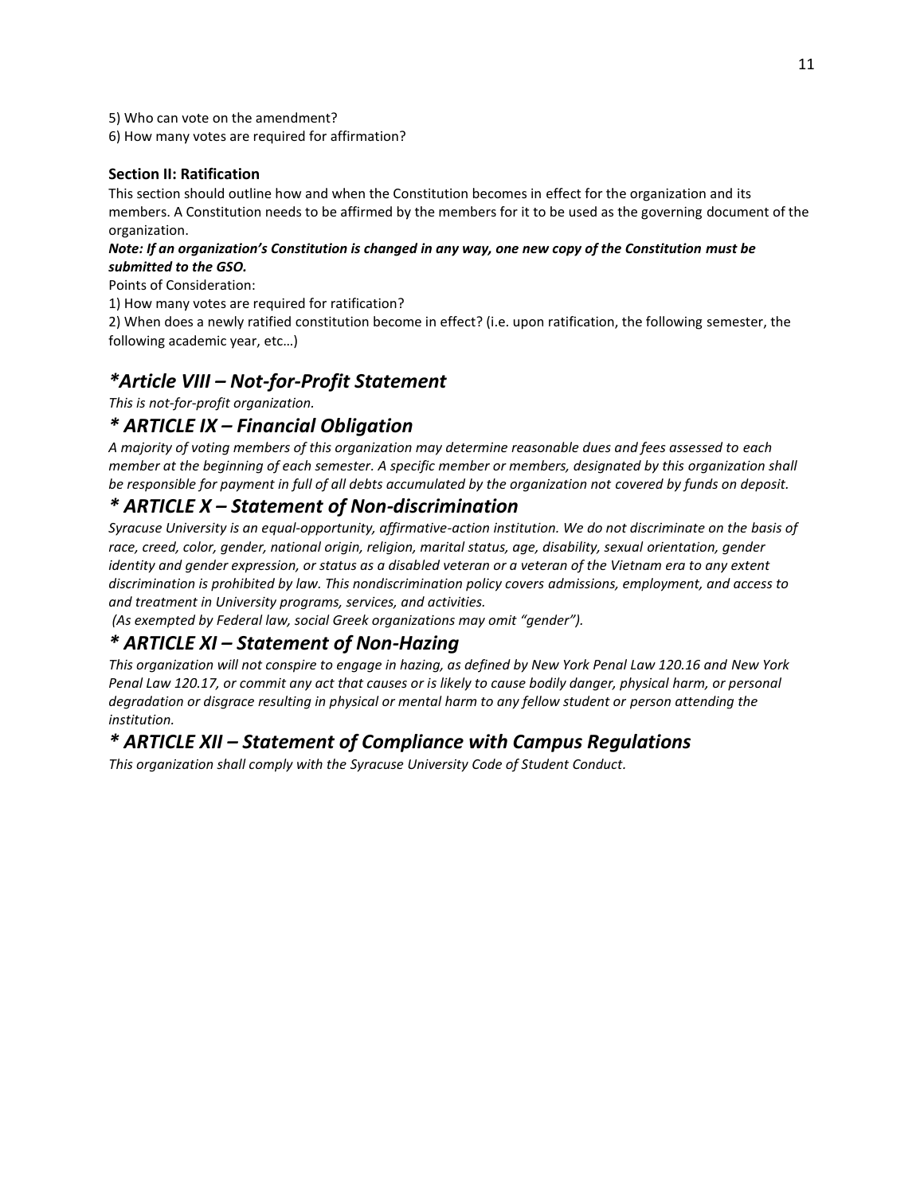5) Who can vote on the amendment?
6) How many votes are required for affirmation?

**Section II: Ratification**

This section should outline how and when the Constitution becomes in effect for the organization and its members. A Constitution needs to be affirmed by the members for it to be used as the governing document of the organization.

***Note: If an organization's Constitution is changed in any way, one new copy of the Constitution must be submitted to the GSO.***

Points of Consideration:

1) How many votes are required for ratification?
2) When does a newly ratified constitution become in effect? (i.e. upon ratification, the following semester, the following academic year, etc…)

## **\*Article VIII – Not-for-Profit Statement**

*This is not-for-profit organization.*

## **\* ARTICLE IX – Financial Obligation**

*A majority of voting members of this organization may determine reasonable dues and fees assessed to each member at the beginning of each semester. A specific member or members, designated by this organization shall be responsible for payment in full of all debts accumulated by the organization not covered by funds on deposit.*

## **\* ARTICLE X – Statement of Non-discrimination**

*Syracuse University is an equal-opportunity, affirmative-action institution. We do not discriminate on the basis of race, creed, color, gender, national origin, religion, marital status, age, disability, sexual orientation, gender identity and gender expression, or status as a disabled veteran or a veteran of the Vietnam era to any extent discrimination is prohibited by law. This nondiscrimination policy covers admissions, employment, and access to and treatment in University programs, services, and activities.*

*(As exempted by Federal law, social Greek organizations may omit "gender").*

## **\* ARTICLE XI – Statement of Non-Hazing**

*This organization will not conspire to engage in hazing, as defined by New York Penal Law 120.16 and New York Penal Law 120.17, or commit any act that causes or is likely to cause bodily danger, physical harm, or personal degradation or disgrace resulting in physical or mental harm to any fellow student or person attending the institution.*

## **\* ARTICLE XII – Statement of Compliance with Campus Regulations**

*This organization shall comply with the Syracuse University Code of Student Conduct.*